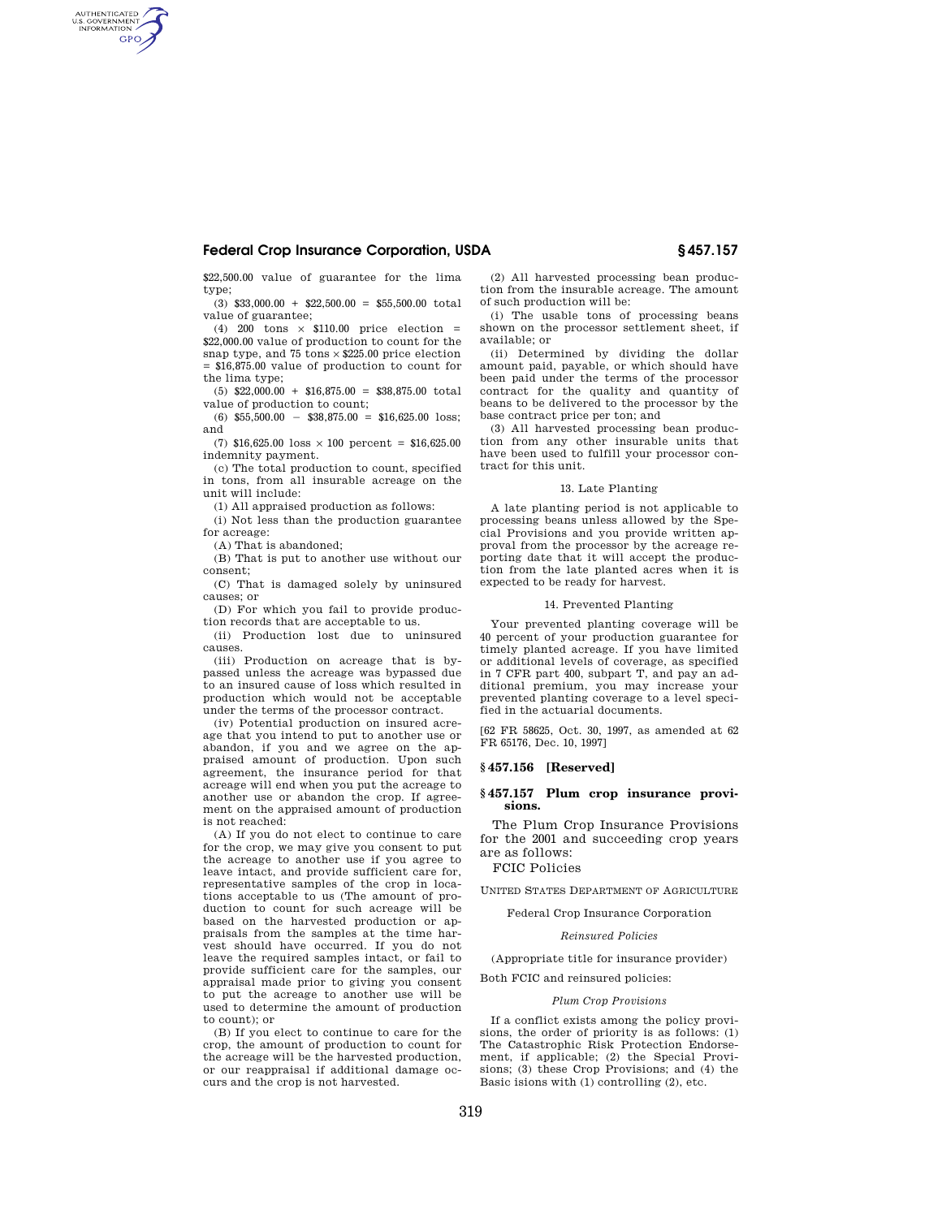$22,500.00 value of guarantee for the lima type;

(3) $33,000.00 + $22,500.00 = $55,500.00 total value of guarantee;

(4) 200 tons × $110.00 price election = $22,000.00 value of production to count for the snap type, and 75 tons × $225.00 price election = $16,875.00 value of production to count for the lima type;

(5) $22,000.00 + $16,875.00 = $38,875.00 total value of production to count;

(6) $55,500.00 − $38,875.00 = $16,625.00 loss; and

(7) $16,625.00 loss × 100 percent = $16,625.00 indemnity payment.

(c) The total production to count, specified in tons, from all insurable acreage on the unit will include:

(1) All appraised production as follows:

(i) Not less than the production guarantee for acreage:

(A) That is abandoned;

(B) That is put to another use without our consent;

(C) That is damaged solely by uninsured causes; or

(D) For which you fail to provide production records that are acceptable to us.

(ii) Production lost due to uninsured causes.

(iii) Production on acreage that is bypassed unless the acreage was bypassed due to an insured cause of loss which resulted in production which would not be acceptable under the terms of the processor contract.

(iv) Potential production on insured acreage that you intend to put to another use or abandon, if you and we agree on the appraised amount of production. Upon such agreement, the insurance period for that acreage will end when you put the acreage to another use or abandon the crop. If agreement on the appraised amount of production is not reached:

(A) If you do not elect to continue to care for the crop, we may give you consent to put the acreage to another use if you agree to leave intact, and provide sufficient care for, representative samples of the crop in locations acceptable to us (The amount of production to count for such acreage will be based on the harvested production or appraisals from the samples at the time harvest should have occurred. If you do not leave the required samples intact, or fail to provide sufficient care for the samples, our appraisal made prior to giving you consent to put the acreage to another use will be used to determine the amount of production to count); or

(B) If you elect to continue to care for the crop, the amount of production to count for the acreage will be the harvested production, or our reappraisal if additional damage occurs and the crop is not harvested.

(2) All harvested processing bean production from the insurable acreage. The amount of such production will be:

(i) The usable tons of processing beans shown on the processor settlement sheet, if available; or

(ii) Determined by dividing the dollar amount paid, payable, or which should have been paid under the terms of the processor contract for the quality and quantity of beans to be delivered to the processor by the base contract price per ton; and

(3) All harvested processing bean production from any other insurable units that have been used to fulfill your processor contract for this unit.

13. Late Planting

A late planting period is not applicable to processing beans unless allowed by the Special Provisions and you provide written approval from the processor by the acreage reporting date that it will accept the production from the late planted acres when it is expected to be ready for harvest.

14. Prevented Planting

Your prevented planting coverage will be 40 percent of your production guarantee for timely planted acreage. If you have limited or additional levels of coverage, as specified in 7 CFR part 400, subpart T, and pay an additional premium, you may increase your prevented planting coverage to a level specified in the actuarial documents.

[62 FR 58625, Oct. 30, 1997, as amended at 62 FR 65176, Dec. 10, 1997]

## § 457.156 [Reserved]

## § 457.157 Plum crop insurance provisions.

The Plum Crop Insurance Provisions for the 2001 and succeeding crop years are as follows:

FCIC Policies

UNITED STATES DEPARTMENT OF AGRICULTURE

Federal Crop Insurance Corporation

*Reinsured Policies*

(Appropriate title for insurance provider)

Both FCIC and reinsured policies:

*Plum Crop Provisions*

If a conflict exists among the policy provisions, the order of priority is as follows: (1) The Catastrophic Risk Protection Endorsement, if applicable; (2) the Special Provisions; (3) these Crop Provisions; and (4) the Basic isions with (1) controlling (2), etc.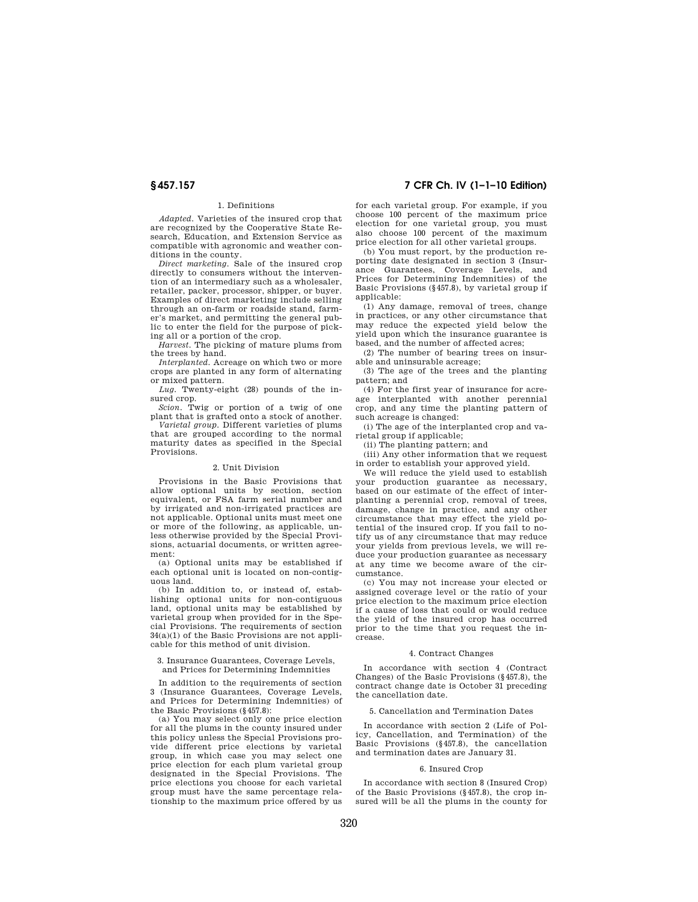### 1. Definitions

*Adapted.* Varieties of the insured crop that are recognized by the Cooperative State Research, Education, and Extension Service as compatible with agronomic and weather conditions in the county.

*Direct marketing.* Sale of the insured crop directly to consumers without the intervention of an intermediary such as a wholesaler, retailer, packer, processor, shipper, or buyer. Examples of direct marketing include selling through an on-farm or roadside stand, farmer's market, and permitting the general public to enter the field for the purpose of picking all or a portion of the crop.

*Harvest.* The picking of mature plums from the trees by hand.

*Interplanted.* Acreage on which two or more crops are planted in any form of alternating or mixed pattern.

*Lug.* Twenty-eight (28) pounds of the insured crop.

*Scion.* Twig or portion of a twig of one plant that is grafted onto a stock of another.

*Varietal group.* Different varieties of plums that are grouped according to the normal maturity dates as specified in the Special Provisions.

### 2. Unit Division

Provisions in the Basic Provisions that allow optional units by section, section equivalent, or FSA farm serial number and by irrigated and non-irrigated practices are not applicable. Optional units must meet one or more of the following, as applicable, unless otherwise provided by the Special Provisions, actuarial documents, or written agreement:

(a) Optional units may be established if each optional unit is located on non-contiguous land.

(b) In addition to, or instead of, establishing optional units for non-contiguous land, optional units may be established by varietal group when provided for in the Special Provisions. The requirements of section 34(a)(1) of the Basic Provisions are not applicable for this method of unit division.

### 3. Insurance Guarantees, Coverage Levels, and Prices for Determining Indemnities

In addition to the requirements of section 3 (Insurance Guarantees, Coverage Levels, and Prices for Determining Indemnities) of the Basic Provisions (§457.8):

(a) You may select only one price election for all the plums in the county insured under this policy unless the Special Provisions provide different price elections by varietal group, in which case you may select one price election for each plum varietal group designated in the Special Provisions. The price elections you choose for each varietal group must have the same percentage relationship to the maximum price offered by us for each varietal group. For example, if you choose 100 percent of the maximum price election for one varietal group, you must also choose 100 percent of the maximum price election for all other varietal groups.

(b) You must report, by the production reporting date designated in section 3 (Insurance Guarantees, Coverage Levels, and Prices for Determining Indemnities) of the Basic Provisions (§457.8), by varietal group if applicable:

(1) Any damage, removal of trees, change in practices, or any other circumstance that may reduce the expected yield below the yield upon which the insurance guarantee is based, and the number of affected acres;

(2) The number of bearing trees on insurable and uninsurable acreage;

(3) The age of the trees and the planting pattern; and

(4) For the first year of insurance for acreage interplanted with another perennial crop, and any time the planting pattern of such acreage is changed:

(i) The age of the interplanted crop and varietal group if applicable;

(ii) The planting pattern; and

(iii) Any other information that we request in order to establish your approved yield.

We will reduce the yield used to establish your production guarantee as necessary, based on our estimate of the effect of interplanting a perennial crop, removal of trees, damage, change in practice, and any other circumstance that may effect the yield potential of the insured crop. If you fail to notify us of any circumstance that may reduce your yields from previous levels, we will reduce your production guarantee as necessary at any time we become aware of the circumstance.

(c) You may not increase your elected or assigned coverage level or the ratio of your price election to the maximum price election if a cause of loss that could or would reduce the yield of the insured crop has occurred prior to the time that you request the increase.

### 4. Contract Changes

In accordance with section 4 (Contract Changes) of the Basic Provisions (§457.8), the contract change date is October 31 preceding the cancellation date.

### 5. Cancellation and Termination Dates

In accordance with section 2 (Life of Policy, Cancellation, and Termination) of the Basic Provisions (§457.8), the cancellation and termination dates are January 31.

### 6. Insured Crop

In accordance with section 8 (Insured Crop) of the Basic Provisions (§457.8), the crop insured will be all the plums in the county for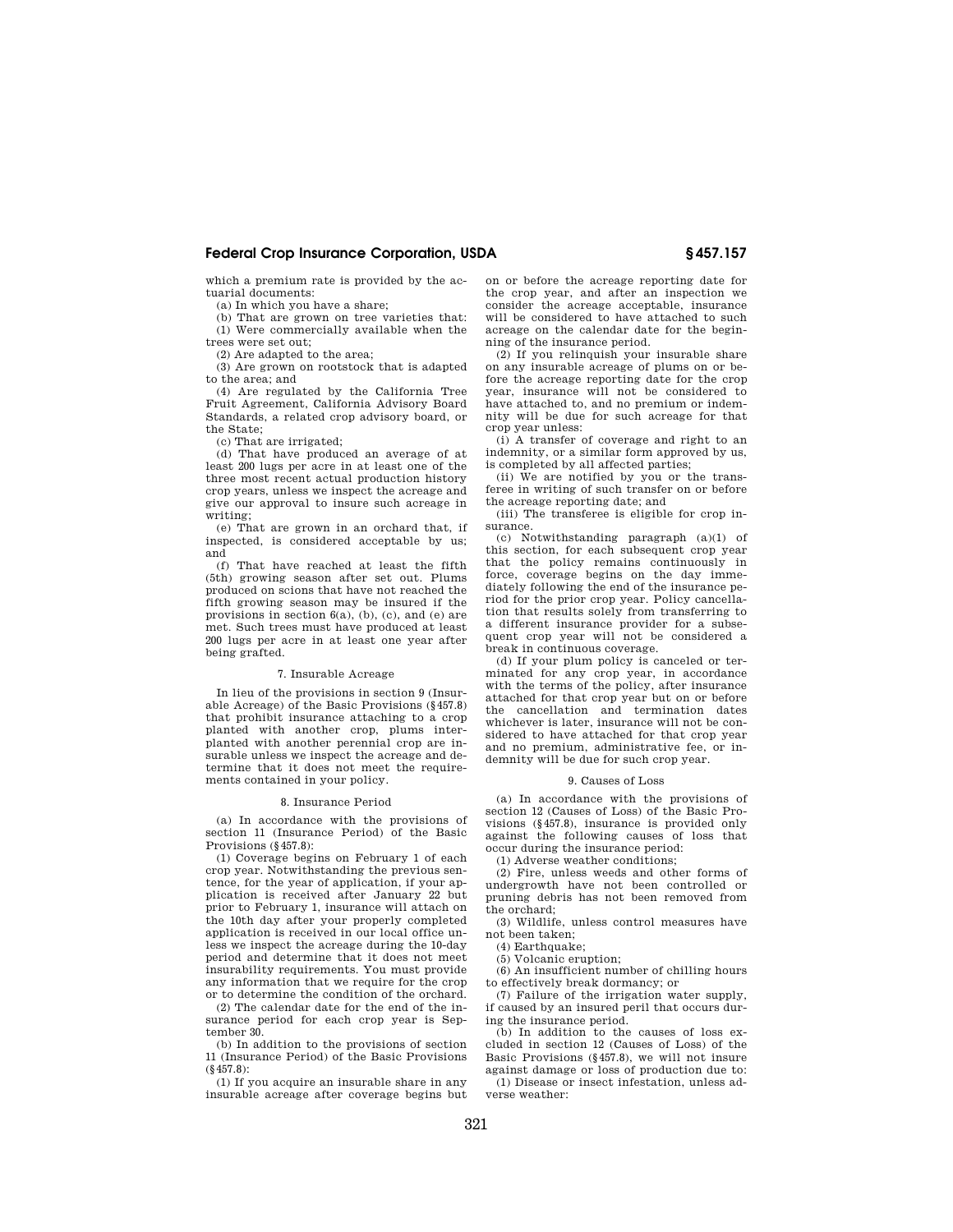which a premium rate is provided by the actuarial documents:

(a) In which you have a share;

(b) That are grown on tree varieties that:

(1) Were commercially available when the trees were set out;

(2) Are adapted to the area;

(3) Are grown on rootstock that is adapted to the area; and

(4) Are regulated by the California Tree Fruit Agreement, California Advisory Board Standards, a related crop advisory board, or the State;

(c) That are irrigated;

(d) That have produced an average of at least 200 lugs per acre in at least one of the three most recent actual production history crop years, unless we inspect the acreage and give our approval to insure such acreage in writing;

(e) That are grown in an orchard that, if inspected, is considered acceptable by us; and

(f) That have reached at least the fifth (5th) growing season after set out. Plums produced on scions that have not reached the fifth growing season may be insured if the provisions in section 6(a), (b), (c), and (e) are met. Such trees must have produced at least 200 lugs per acre in at least one year after being grafted.

7. Insurable Acreage

In lieu of the provisions in section 9 (Insurable Acreage) of the Basic Provisions (§457.8) that prohibit insurance attaching to a crop planted with another crop, plums interplanted with another perennial crop are insurable unless we inspect the acreage and determine that it does not meet the requirements contained in your policy.

8. Insurance Period

(a) In accordance with the provisions of section 11 (Insurance Period) of the Basic Provisions (§457.8):

(1) Coverage begins on February 1 of each crop year. Notwithstanding the previous sentence, for the year of application, if your application is received after January 22 but prior to February 1, insurance will attach on the 10th day after your properly completed application is received in our local office unless we inspect the acreage during the 10-day period and determine that it does not meet insurability requirements. You must provide any information that we require for the crop or to determine the condition of the orchard.

(2) The calendar date for the end of the insurance period for each crop year is September 30.

(b) In addition to the provisions of section 11 (Insurance Period) of the Basic Provisions (§457.8):

(1) If you acquire an insurable share in any insurable acreage after coverage begins but on or before the acreage reporting date for the crop year, and after an inspection we consider the acreage acceptable, insurance will be considered to have attached to such acreage on the calendar date for the beginning of the insurance period.

(2) If you relinquish your insurable share on any insurable acreage of plums on or before the acreage reporting date for the crop year, insurance will not be considered to have attached to, and no premium or indemnity will be due for such acreage for that crop year unless:

(i) A transfer of coverage and right to an indemnity, or a similar form approved by us, is completed by all affected parties;

(ii) We are notified by you or the transferee in writing of such transfer on or before the acreage reporting date; and

(iii) The transferee is eligible for crop insurance.

(c) Notwithstanding paragraph (a)(1) of this section, for each subsequent crop year that the policy remains continuously in force, coverage begins on the day immediately following the end of the insurance period for the prior crop year. Policy cancellation that results solely from transferring to a different insurance provider for a subsequent crop year will not be considered a break in continuous coverage.

(d) If your plum policy is canceled or terminated for any crop year, in accordance with the terms of the policy, after insurance attached for that crop year but on or before the cancellation and termination dates whichever is later, insurance will not be considered to have attached for that crop year and no premium, administrative fee, or indemnity will be due for such crop year.

9. Causes of Loss

(a) In accordance with the provisions of section 12 (Causes of Loss) of the Basic Provisions (§457.8), insurance is provided only against the following causes of loss that occur during the insurance period:

(1) Adverse weather conditions;

(2) Fire, unless weeds and other forms of undergrowth have not been controlled or pruning debris has not been removed from the orchard;

(3) Wildlife, unless control measures have not been taken;

(4) Earthquake;

(5) Volcanic eruption;

(6) An insufficient number of chilling hours to effectively break dormancy; or

(7) Failure of the irrigation water supply, if caused by an insured peril that occurs during the insurance period.

(b) In addition to the causes of loss excluded in section 12 (Causes of Loss) of the Basic Provisions (§457.8), we will not insure against damage or loss of production due to:

(1) Disease or insect infestation, unless adverse weather: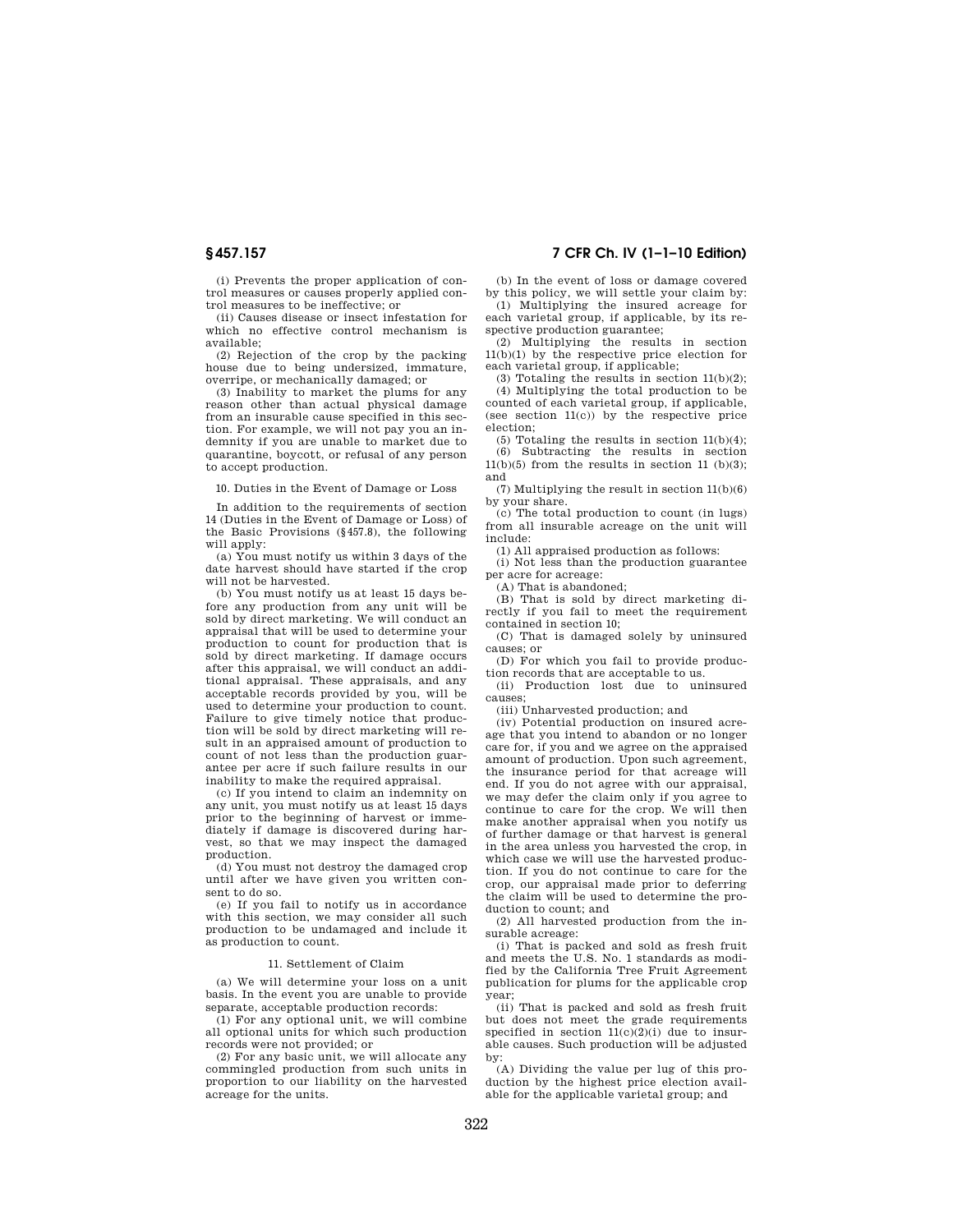(i) Prevents the proper application of control measures or causes properly applied control measures to be ineffective; or

(ii) Causes disease or insect infestation for which no effective control mechanism is available;

(2) Rejection of the crop by the packing house due to being undersized, immature, overripe, or mechanically damaged; or

(3) Inability to market the plums for any reason other than actual physical damage from an insurable cause specified in this section. For example, we will not pay you an indemnity if you are unable to market due to quarantine, boycott, or refusal of any person to accept production.

10. Duties in the Event of Damage or Loss

In addition to the requirements of section 14 (Duties in the Event of Damage or Loss) of the Basic Provisions (§457.8), the following will apply:

(a) You must notify us within 3 days of the date harvest should have started if the crop will not be harvested.

(b) You must notify us at least 15 days before any production from any unit will be sold by direct marketing. We will conduct an appraisal that will be used to determine your production to count for production that is sold by direct marketing. If damage occurs after this appraisal, we will conduct an additional appraisal. These appraisals, and any acceptable records provided by you, will be used to determine your production to count. Failure to give timely notice that production will be sold by direct marketing will result in an appraised amount of production to count of not less than the production guarantee per acre if such failure results in our inability to make the required appraisal.

(c) If you intend to claim an indemnity on any unit, you must notify us at least 15 days prior to the beginning of harvest or immediately if damage is discovered during harvest, so that we may inspect the damaged production.

(d) You must not destroy the damaged crop until after we have given you written consent to do so.

(e) If you fail to notify us in accordance with this section, we may consider all such production to be undamaged and include it as production to count.

11. Settlement of Claim

(a) We will determine your loss on a unit basis. In the event you are unable to provide separate, acceptable production records:

(1) For any optional unit, we will combine all optional units for which such production records were not provided; or

(2) For any basic unit, we will allocate any commingled production from such units in proportion to our liability on the harvested acreage for the units.

(b) In the event of loss or damage covered by this policy, we will settle your claim by:

(1) Multiplying the insured acreage for each varietal group, if applicable, by its respective production guarantee;

(2) Multiplying the results in section 11(b)(1) by the respective price election for each varietal group, if applicable;

(3) Totaling the results in section 11(b)(2);

(4) Multiplying the total production to be counted of each varietal group, if applicable, (see section 11(c)) by the respective price election;

(5) Totaling the results in section 11(b)(4);

(6) Subtracting the results in section 11(b)(5) from the results in section 11 (b)(3); and

(7) Multiplying the result in section 11(b)(6) by your share.

(c) The total production to count (in lugs) from all insurable acreage on the unit will include:

(1) All appraised production as follows:

(i) Not less than the production guarantee per acre for acreage:

(A) That is abandoned;

(B) That is sold by direct marketing directly if you fail to meet the requirement contained in section 10;

(C) That is damaged solely by uninsured causes; or

(D) For which you fail to provide production records that are acceptable to us.

(ii) Production lost due to uninsured causes;

(iii) Unharvested production; and

(iv) Potential production on insured acreage that you intend to abandon or no longer care for, if you and we agree on the appraised amount of production. Upon such agreement, the insurance period for that acreage will end. If you do not agree with our appraisal, we may defer the claim only if you agree to continue to care for the crop. We will then make another appraisal when you notify us of further damage or that harvest is general in the area unless you harvested the crop, in which case we will use the harvested production. If you do not continue to care for the crop, our appraisal made prior to deferring the claim will be used to determine the production to count; and

(2) All harvested production from the insurable acreage:

(i) That is packed and sold as fresh fruit and meets the U.S. No. 1 standards as modified by the California Tree Fruit Agreement publication for plums for the applicable crop year;

(ii) That is packed and sold as fresh fruit but does not meet the grade requirements specified in section 11(c)(2)(i) due to insurable causes. Such production will be adjusted by:

(A) Dividing the value per lug of this production by the highest price election available for the applicable varietal group; and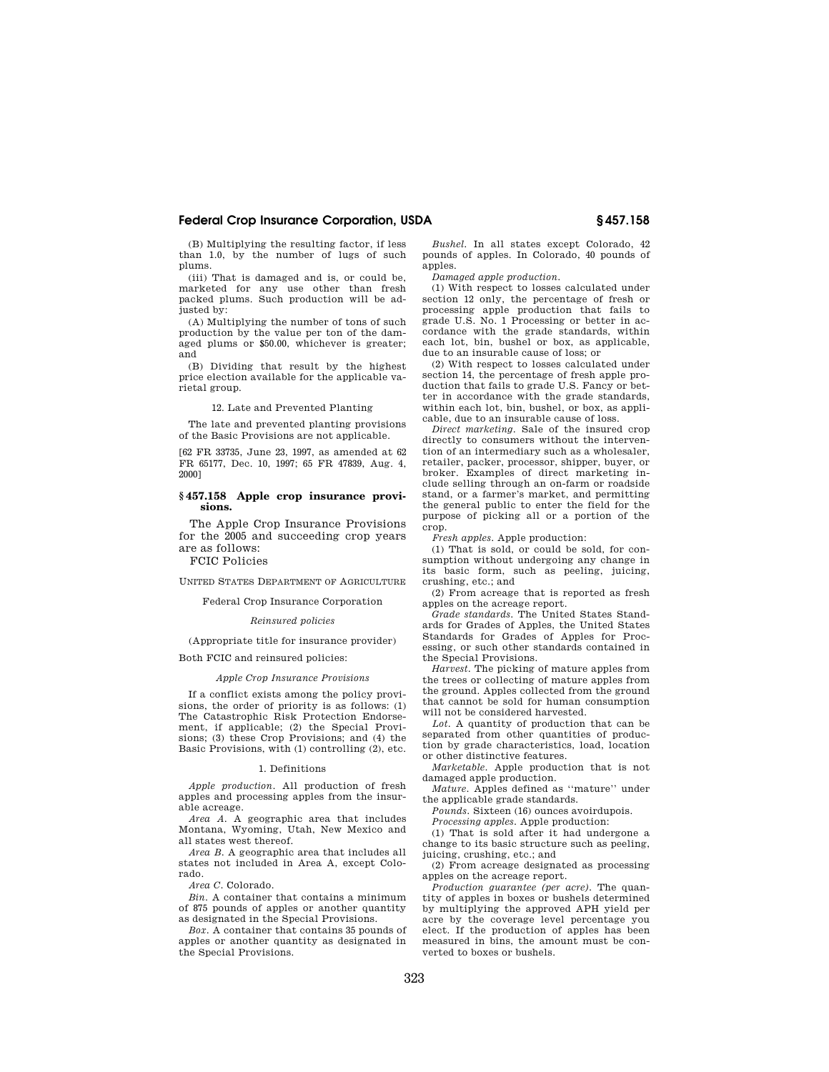(B) Multiplying the resulting factor, if less than 1.0, by the number of lugs of such plums.

(iii) That is damaged and is, or could be, marketed for any use other than fresh packed plums. Such production will be adjusted by:

(A) Multiplying the number of tons of such production by the value per ton of the damaged plums or $50.00, whichever is greater; and

(B) Dividing that result by the highest price election available for the applicable varietal group.

12. Late and Prevented Planting

The late and prevented planting provisions of the Basic Provisions are not applicable.

[62 FR 33735, June 23, 1997, as amended at 62 FR 65177, Dec. 10, 1997; 65 FR 47839, Aug. 4, 2000]

## § 457.158 Apple crop insurance provisions.

The Apple Crop Insurance Provisions for the 2005 and succeeding crop years are as follows:

FCIC Policies

UNITED STATES DEPARTMENT OF AGRICULTURE

Federal Crop Insurance Corporation

*Reinsured policies*

(Appropriate title for insurance provider)

Both FCIC and reinsured policies:

*Apple Crop Insurance Provisions*

If a conflict exists among the policy provisions, the order of priority is as follows: (1) The Catastrophic Risk Protection Endorsement, if applicable; (2) the Special Provisions; (3) these Crop Provisions; and (4) the Basic Provisions, with (1) controlling (2), etc.

1. Definitions

*Apple production.* All production of fresh apples and processing apples from the insurable acreage.

*Area A.* A geographic area that includes Montana, Wyoming, Utah, New Mexico and all states west thereof.

*Area B.* A geographic area that includes all states not included in Area A, except Colorado.

*Area C.* Colorado.

*Bin.* A container that contains a minimum of 875 pounds of apples or another quantity as designated in the Special Provisions.

*Box.* A container that contains 35 pounds of apples or another quantity as designated in the Special Provisions.

*Bushel.* In all states except Colorado, 42 pounds of apples. In Colorado, 40 pounds of apples.

*Damaged apple production.*

(1) With respect to losses calculated under section 12 only, the percentage of fresh or processing apple production that fails to grade U.S. No. 1 Processing or better in accordance with the grade standards, within each lot, bin, bushel or box, as applicable, due to an insurable cause of loss; or

(2) With respect to losses calculated under section 14, the percentage of fresh apple production that fails to grade U.S. Fancy or better in accordance with the grade standards, within each lot, bin, bushel, or box, as applicable, due to an insurable cause of loss.

*Direct marketing.* Sale of the insured crop directly to consumers without the intervention of an intermediary such as a wholesaler, retailer, packer, processor, shipper, buyer, or broker. Examples of direct marketing include selling through an on-farm or roadside stand, or a farmer's market, and permitting the general public to enter the field for the purpose of picking all or a portion of the crop.

*Fresh apples.* Apple production:

(1) That is sold, or could be sold, for consumption without undergoing any change in its basic form, such as peeling, juicing, crushing, etc.; and

(2) From acreage that is reported as fresh apples on the acreage report.

*Grade standards.* The United States Standards for Grades of Apples, the United States Standards for Grades of Apples for Processing, or such other standards contained in the Special Provisions.

*Harvest.* The picking of mature apples from the trees or collecting of mature apples from the ground. Apples collected from the ground that cannot be sold for human consumption will not be considered harvested.

*Lot.* A quantity of production that can be separated from other quantities of production by grade characteristics, load, location or other distinctive features.

*Marketable.* Apple production that is not damaged apple production.

*Mature.* Apples defined as ''mature'' under the applicable grade standards.

*Pounds.* Sixteen (16) ounces avoirdupois.

*Processing apples.* Apple production:

(1) That is sold after it had undergone a change to its basic structure such as peeling, juicing, crushing, etc.; and

(2) From acreage designated as processing apples on the acreage report.

*Production guarantee (per acre).* The quantity of apples in boxes or bushels determined by multiplying the approved APH yield per acre by the coverage level percentage you elect. If the production of apples has been measured in bins, the amount must be converted to boxes or bushels.